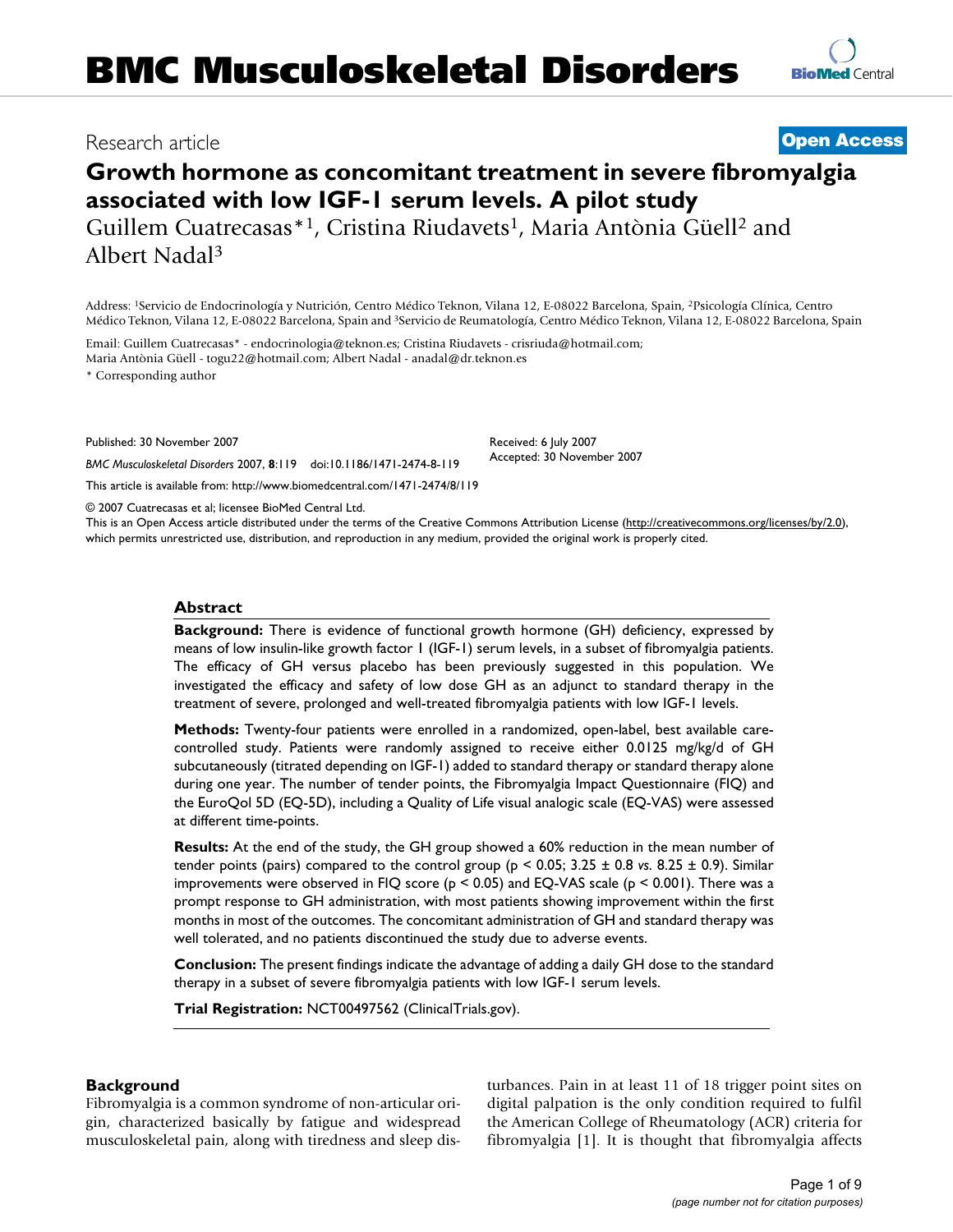# Growth hormone as concomitant treatment in severe fibromyalgia associated with low IGF-1 serum levels. A pilot study

Research article

Open Access

Guillem Cuatrecasas*[1], Cristina Riudavets[1], Maria Antònia Güell[2] and Albert Nadal[3]

Address: [1]Servicio de Endocrinología y Nutrición, Centro Médico Teknon, Vilana 12, E-08022 Barcelona, Spain, [2]Psicología Clínica, Centro Médico Teknon, Vilana 12, E-08022 Barcelona, Spain and [3]Servicio de Reumatología, Centro Médico Teknon, Vilana 12, E-08022 Barcelona, Spain

Email: Guillem Cuatrecasas* - endocrinologia@teknon.es; Cristina Riudavets - crisriuda@hotmail.com; Maria Antònia Güell - togu22@hotmail.com; Albert Nadal - anadal@dr.teknon.es

* Corresponding author

Published: 30 November 2007

*BMC Musculoskeletal Disorders* 2007, **8**:119 doi:10.1186/1471-2474-8-119

Received: 6 July 2007
Accepted: 30 November 2007

This article is available from: http://www.biomedcentral.com/1471-2474/8/119

© 2007 Cuatrecasas et al; licensee BioMed Central Ltd.
This is an Open Access article distributed under the terms of the Creative Commons Attribution License (http://creativecommons.org/licenses/by/2.0), which permits unrestricted use, distribution, and reproduction in any medium, provided the original work is properly cited.

## Abstract

**Background:** There is evidence of functional growth hormone (GH) deficiency, expressed by means of low insulin-like growth factor 1 (IGF-1) serum levels, in a subset of fibromyalgia patients. The efficacy of GH versus placebo has been previously suggested in this population. We investigated the efficacy and safety of low dose GH as an adjunct to standard therapy in the treatment of severe, prolonged and well-treated fibromyalgia patients with low IGF-1 levels.

**Methods:** Twenty-four patients were enrolled in a randomized, open-label, best available care-controlled study. Patients were randomly assigned to receive either 0.0125 mg/kg/d of GH subcutaneously (titrated depending on IGF-1) added to standard therapy or standard therapy alone during one year. The number of tender points, the Fibromyalgia Impact Questionnaire (FIQ) and the EuroQol 5D (EQ-5D), including a Quality of Life visual analogic scale (EQ-VAS) were assessed at different time-points.

**Results:** At the end of the study, the GH group showed a 60% reduction in the mean number of tender points (pairs) compared to the control group ($p < 0.05$; 3.25 ± 0.8 *vs.* 8.25 ± 0.9). Similar improvements were observed in FIQ score ($p < 0.05$) and EQ-VAS scale ($p < 0.001$). There was a prompt response to GH administration, with most patients showing improvement within the first months in most of the outcomes. The concomitant administration of GH and standard therapy was well tolerated, and no patients discontinued the study due to adverse events.

**Conclusion:** The present findings indicate the advantage of adding a daily GH dose to the standard therapy in a subset of severe fibromyalgia patients with low IGF-1 serum levels.

**Trial Registration:** NCT00497562 (ClinicalTrials.gov).

## Background

Fibromyalgia is a common syndrome of non-articular origin, characterized basically by fatigue and widespread musculoskeletal pain, along with tiredness and sleep disturbances. Pain in at least 11 of 18 trigger point sites on digital palpation is the only condition required to fulfil the American College of Rheumatology (ACR) criteria for fibromyalgia [1]. It is thought that fibromyalgia affects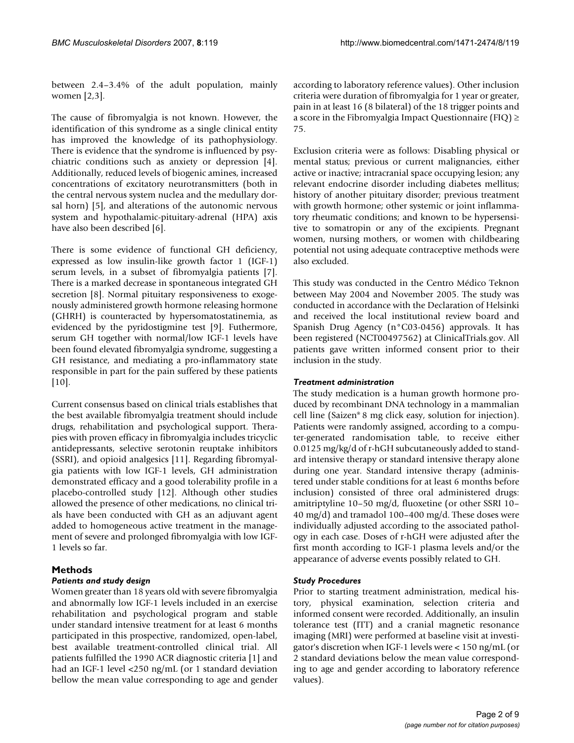between 2.4–3.4% of the adult population, mainly women [2,3].

The cause of fibromyalgia is not known. However, the identification of this syndrome as a single clinical entity has improved the knowledge of its pathophysiology. There is evidence that the syndrome is influenced by psychiatric conditions such as anxiety or depression [4]. Additionally, reduced levels of biogenic amines, increased concentrations of excitatory neurotransmitters (both in the central nervous system nuclea and the medullary dorsal horn) [5], and alterations of the autonomic nervous system and hypothalamic-pituitary-adrenal (HPA) axis have also been described [6].

There is some evidence of functional GH deficiency, expressed as low insulin-like growth factor 1 (IGF-1) serum levels, in a subset of fibromyalgia patients [7]. There is a marked decrease in spontaneous integrated GH secretion [8]. Normal pituitary responsiveness to exogenously administered growth hormone releasing hormone (GHRH) is counteracted by hypersomatostatinemia, as evidenced by the pyridostigmine test [9]. Futhermore, serum GH together with normal/low IGF-1 levels have been found elevated fibromyalgia syndrome, suggesting a GH resistance, and mediating a pro-inflammatory state responsible in part for the pain suffered by these patients [10].

Current consensus based on clinical trials establishes that the best available fibromyalgia treatment should include drugs, rehabilitation and psychological support. Therapies with proven efficacy in fibromyalgia includes tricyclic antidepressants, selective serotonin reuptake inhibitors (SSRI), and opioid analgesics [11]. Regarding fibromyalgia patients with low IGF-1 levels, GH administration demonstrated efficacy and a good tolerability profile in a placebo-controlled study [12]. Although other studies allowed the presence of other medications, no clinical trials have been conducted with GH as an adjuvant agent added to homogeneous active treatment in the management of severe and prolonged fibromyalgia with low IGF-1 levels so far.

## Methods

### *Patients and study design*

Women greater than 18 years old with severe fibromyalgia and abnormally low IGF-1 levels included in an exercise rehabilitation and psychological program and stable under standard intensive treatment for at least 6 months participated in this prospective, randomized, open-label, best available treatment-controlled clinical trial. All patients fulfilled the 1990 ACR diagnostic criteria [1] and had an IGF-1 level <250 ng/mL (or 1 standard deviation bellow the mean value corresponding to age and gender according to laboratory reference values). Other inclusion criteria were duration of fibromyalgia for 1 year or greater, pain in at least 16 (8 bilateral) of the 18 trigger points and a score in the Fibromyalgia Impact Questionnaire (FIQ) ≥ 75.

Exclusion criteria were as follows: Disabling physical or mental status; previous or current malignancies, either active or inactive; intracranial space occupying lesion; any relevant endocrine disorder including diabetes mellitus; history of another pituitary disorder; previous treatment with growth hormone; other systemic or joint inflammatory rheumatic conditions; and known to be hypersensitive to somatropin or any of the excipients. Pregnant women, nursing mothers, or women with childbearing potential not using adequate contraceptive methods were also excluded.

This study was conducted in the Centro Médico Teknon between May 2004 and November 2005. The study was conducted in accordance with the Declaration of Helsinki and received the local institutional review board and Spanish Drug Agency (n°C03-0456) approvals. It has been registered (NCT00497562) at ClinicalTrials.gov. All patients gave written informed consent prior to their inclusion in the study.

### *Treatment administration*

The study medication is a human growth hormone produced by recombinant DNA technology in a mammalian cell line (Saizen® 8 mg click easy, solution for injection). Patients were randomly assigned, according to a computer-generated randomisation table, to receive either 0.0125 mg/kg/d of r-hGH subcutaneously added to standard intensive therapy or standard intensive therapy alone during one year. Standard intensive therapy (administered under stable conditions for at least 6 months before inclusion) consisted of three oral administered drugs: amitriptyline 10–50 mg/d, fluoxetine (or other SSRI 10–40 mg/d) and tramadol 100–400 mg/d. These doses were individually adjusted according to the associated pathology in each case. Doses of r-hGH were adjusted after the first month according to IGF-1 plasma levels and/or the appearance of adverse events possibly related to GH.

### *Study Procedures*

Prior to starting treatment administration, medical history, physical examination, selection criteria and informed consent were recorded. Additionally, an insulin tolerance test (ITT) and a cranial magnetic resonance imaging (MRI) were performed at baseline visit at investigator's discretion when IGF-1 levels were < 150 ng/mL (or 2 standard deviations below the mean value corresponding to age and gender according to laboratory reference values).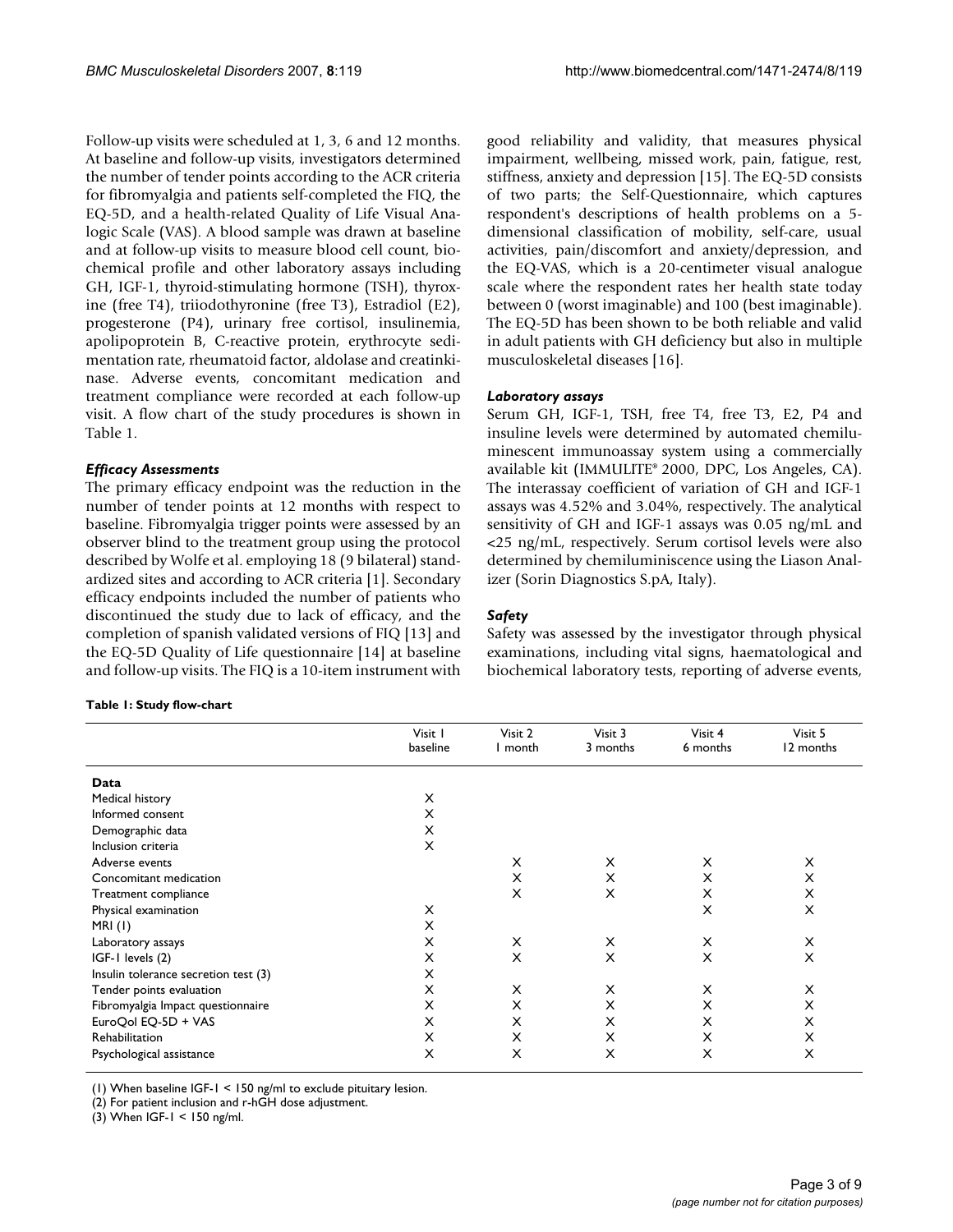Follow-up visits were scheduled at 1, 3, 6 and 12 months. At baseline and follow-up visits, investigators determined the number of tender points according to the ACR criteria for fibromyalgia and patients self-completed the FIQ, the EQ-5D, and a health-related Quality of Life Visual Analogic Scale (VAS). A blood sample was drawn at baseline and at follow-up visits to measure blood cell count, biochemical profile and other laboratory assays including GH, IGF-1, thyroid-stimulating hormone (TSH), thyroxine (free T4), triiodothyronine (free T3), Estradiol (E2), progesterone (P4), urinary free cortisol, insulinemia, apolipoprotein B, C-reactive protein, erythrocyte sedimentation rate, rheumatoid factor, aldolase and creatinkinase. Adverse events, concomitant medication and treatment compliance were recorded at each follow-up visit. A flow chart of the study procedures is shown in Table 1.

### *Efficacy Assessments*

The primary efficacy endpoint was the reduction in the number of tender points at 12 months with respect to baseline. Fibromyalgia trigger points were assessed by an observer blind to the treatment group using the protocol described by Wolfe et al. employing 18 (9 bilateral) standardized sites and according to ACR criteria [1]. Secondary efficacy endpoints included the number of patients who discontinued the study due to lack of efficacy, and the completion of spanish validated versions of FIQ [13] and the EQ-5D Quality of Life questionnaire [14] at baseline and follow-up visits. The FIQ is a 10-item instrument with good reliability and validity, that measures physical impairment, wellbeing, missed work, pain, fatigue, rest, stiffness, anxiety and depression [15]. The EQ-5D consists of two parts; the Self-Questionnaire, which captures respondent's descriptions of health problems on a 5-dimensional classification of mobility, self-care, usual activities, pain/discomfort and anxiety/depression, and the EQ-VAS, which is a 20-centimeter visual analogue scale where the respondent rates her health state today between 0 (worst imaginable) and 100 (best imaginable). The EQ-5D has been shown to be both reliable and valid in adult patients with GH deficiency but also in multiple musculoskeletal diseases [16].

### *Laboratory assays*

Serum GH, IGF-1, TSH, free T4, free T3, E2, P4 and insuline levels were determined by automated chemiluminescent immunoassay system using a commercially available kit (IMMULITE® 2000, DPC, Los Angeles, CA). The interassay coefficient of variation of GH and IGF-1 assays was 4.52% and 3.04%, respectively. The analytical sensitivity of GH and IGF-1 assays was 0.05 ng/mL and <25 ng/mL, respectively. Serum cortisol levels were also determined by chemiluminiscence using the Liason Analizer (Sorin Diagnostics S.pA, Italy).

### *Safety*

Safety was assessed by the investigator through physical examinations, including vital signs, haematological and biochemical laboratory tests, reporting of adverse events,

**Table 1: Study flow-chart**

| | Visit 1 baseline | Visit 2 1 month | Visit 3 3 months | Visit 4 6 months | Visit 5 12 months |
|---|---|---|---|---|---|
| **Data** | | | | | |
| Medical history | X | | | | |
| Informed consent | X | | | | |
| Demographic data | X | | | | |
| Inclusion criteria | X | | | | |
| Adverse events | | X | X | X | X |
| Concomitant medication | | X | X | X | X |
| Treatment compliance | | X | X | X | X |
| Physical examination | X | | | X | X |
| MRI (1) | X | | | | |
| Laboratory assays | X | X | X | X | X |
| IGF-1 levels (2) | X | X | X | X | X |
| Insulin tolerance secretion test (3) | X | | | | |
| Tender points evaluation | X | X | X | X | X |
| Fibromyalgia Impact questionnaire | X | X | X | X | X |
| EuroQol EQ-5D + VAS | X | X | X | X | X |
| Rehabilitation | X | X | X | X | X |
| Psychological assistance | X | X | X | X | X |

(1) When baseline IGF-1 < 150 ng/ml to exclude pituitary lesion.
(2) For patient inclusion and r-hGH dose adjustment.
(3) When IGF-1 < 150 ng/ml.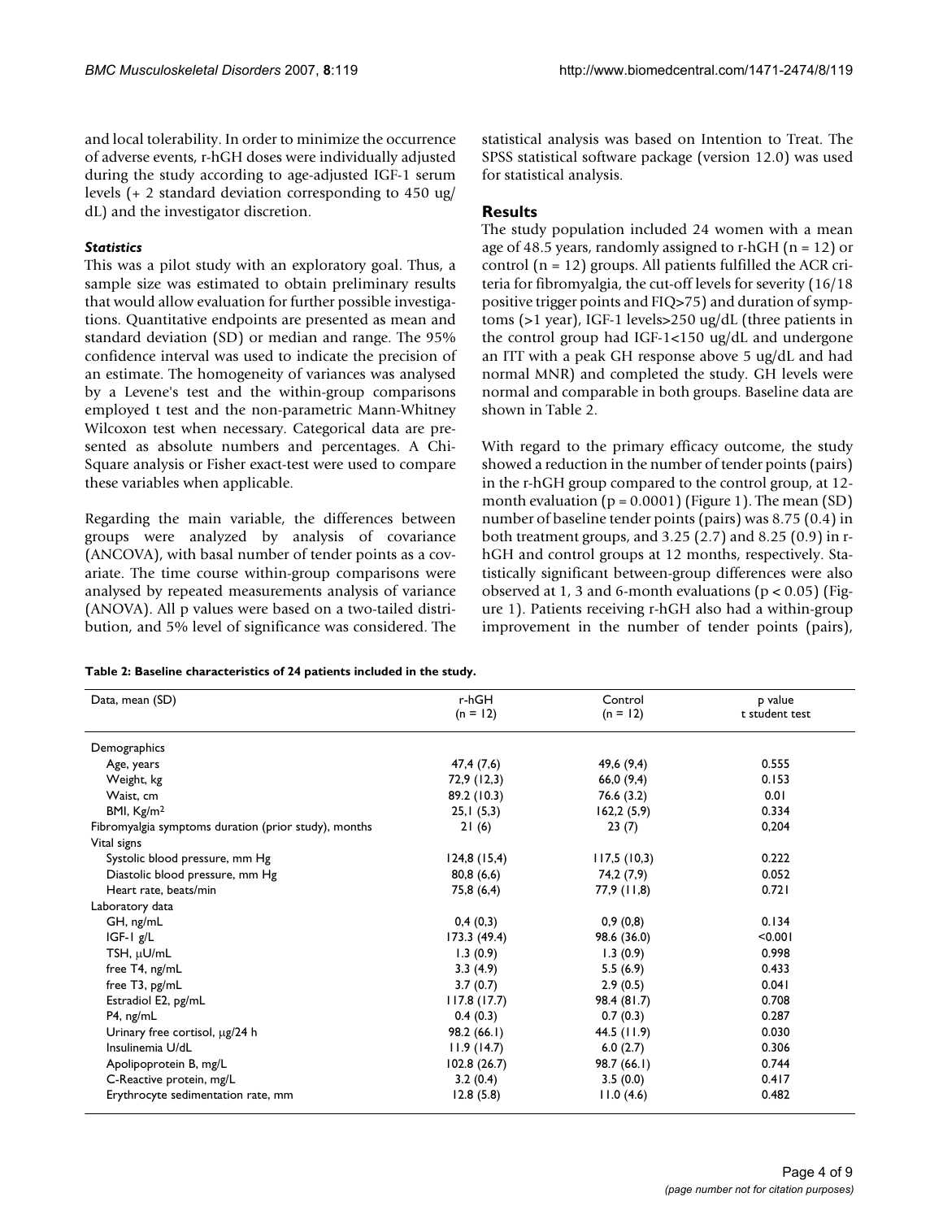and local tolerability. In order to minimize the occurrence of adverse events, r-hGH doses were individually adjusted during the study according to age-adjusted IGF-1 serum levels (+ 2 standard deviation corresponding to 450 ug/dL) and the investigator discretion.

### *Statistics*

This was a pilot study with an exploratory goal. Thus, a sample size was estimated to obtain preliminary results that would allow evaluation for further possible investigations. Quantitative endpoints are presented as mean and standard deviation (SD) or median and range. The 95% confidence interval was used to indicate the precision of an estimate. The homogeneity of variances was analysed by a Levene's test and the within-group comparisons employed t test and the non-parametric Mann-Whitney Wilcoxon test when necessary. Categorical data are presented as absolute numbers and percentages. A Chi-Square analysis or Fisher exact-test were used to compare these variables when applicable.

Regarding the main variable, the differences between groups were analyzed by analysis of covariance (ANCOVA), with basal number of tender points as a covariate. The time course within-group comparisons were analysed by repeated measurements analysis of variance (ANOVA). All p values were based on a two-tailed distribution, and 5% level of significance was considered. The statistical analysis was based on Intention to Treat. The SPSS statistical software package (version 12.0) was used for statistical analysis.

## Results

The study population included 24 women with a mean age of 48.5 years, randomly assigned to r-hGH (n = 12) or control (n = 12) groups. All patients fulfilled the ACR criteria for fibromyalgia, the cut-off levels for severity (16/18 positive trigger points and FIQ>75) and duration of symptoms (>1 year), IGF-1 levels>250 ug/dL (three patients in the control group had IGF-1<150 ug/dL and undergone an ITT with a peak GH response above 5 ug/dL and had normal MNR) and completed the study. GH levels were normal and comparable in both groups. Baseline data are shown in Table 2.

With regard to the primary efficacy outcome, the study showed a reduction in the number of tender points (pairs) in the r-hGH group compared to the control group, at 12-month evaluation (p = 0.0001) (Figure 1). The mean (SD) number of baseline tender points (pairs) was 8.75 (0.4) in both treatment groups, and 3.25 (2.7) and 8.25 (0.9) in r-hGH and control groups at 12 months, respectively. Statistically significant between-group differences were also observed at 1, 3 and 6-month evaluations ($p < 0.05$) (Figure 1). Patients receiving r-hGH also had a within-group improvement in the number of tender points (pairs),

**Table 2: Baseline characteristics of 24 patients included in the study.**

| Data, mean (SD) | r-hGH (n = 12) | Control (n = 12) | p value t student test |
|---|---|---|---|
| Demographics | | | |
| Age, years | 47,4 (7,6) | 49,6 (9,4) | 0.555 |
| Weight, kg | 72,9 (12,3) | 66,0 (9,4) | 0.153 |
| Waist, cm | 89.2 (10.3) | 76.6 (3.2) | 0.01 |
| BMI, Kg/m$^2$ | 25,1 (5,3) | 162,2 (5,9) | 0.334 |
| Fibromyalgia symptoms duration (prior study), months | 21 (6) | 23 (7) | 0,204 |
| Vital signs | | | |
| Systolic blood pressure, mm Hg | 124,8 (15,4) | 117,5 (10,3) | 0.222 |
| Diastolic blood pressure, mm Hg | 80,8 (6,6) | 74,2 (7,9) | 0.052 |
| Heart rate, beats/min | 75,8 (6,4) | 77,9 (11,8) | 0.721 |
| Laboratory data | | | |
| GH, ng/mL | 0,4 (0,3) | 0,9 (0,8) | 0.134 |
| IGF-1 g/L | 173.3 (49.4) | 98.6 (36.0) | <0.001 |
| TSH, μU/mL | 1.3 (0.9) | 1.3 (0.9) | 0.998 |
| free T4, ng/mL | 3.3 (4.9) | 5.5 (6.9) | 0.433 |
| free T3, pg/mL | 3.7 (0.7) | 2.9 (0.5) | 0.041 |
| Estradiol E2, pg/mL | 117.8 (17.7) | 98.4 (81.7) | 0.708 |
| P4, ng/mL | 0.4 (0.3) | 0.7 (0.3) | 0.287 |
| Urinary free cortisol, μg/24 h | 98.2 (66.1) | 44.5 (11.9) | 0.030 |
| Insulinemia U/dL | 11.9 (14.7) | 6.0 (2.7) | 0.306 |
| Apolipoprotein B, mg/L | 102.8 (26.7) | 98.7 (66.1) | 0.744 |
| C-Reactive protein, mg/L | 3.2 (0.4) | 3.5 (0.0) | 0.417 |
| Erythrocyte sedimentation rate, mm | 12.8 (5.8) | 11.0 (4.6) | 0.482 |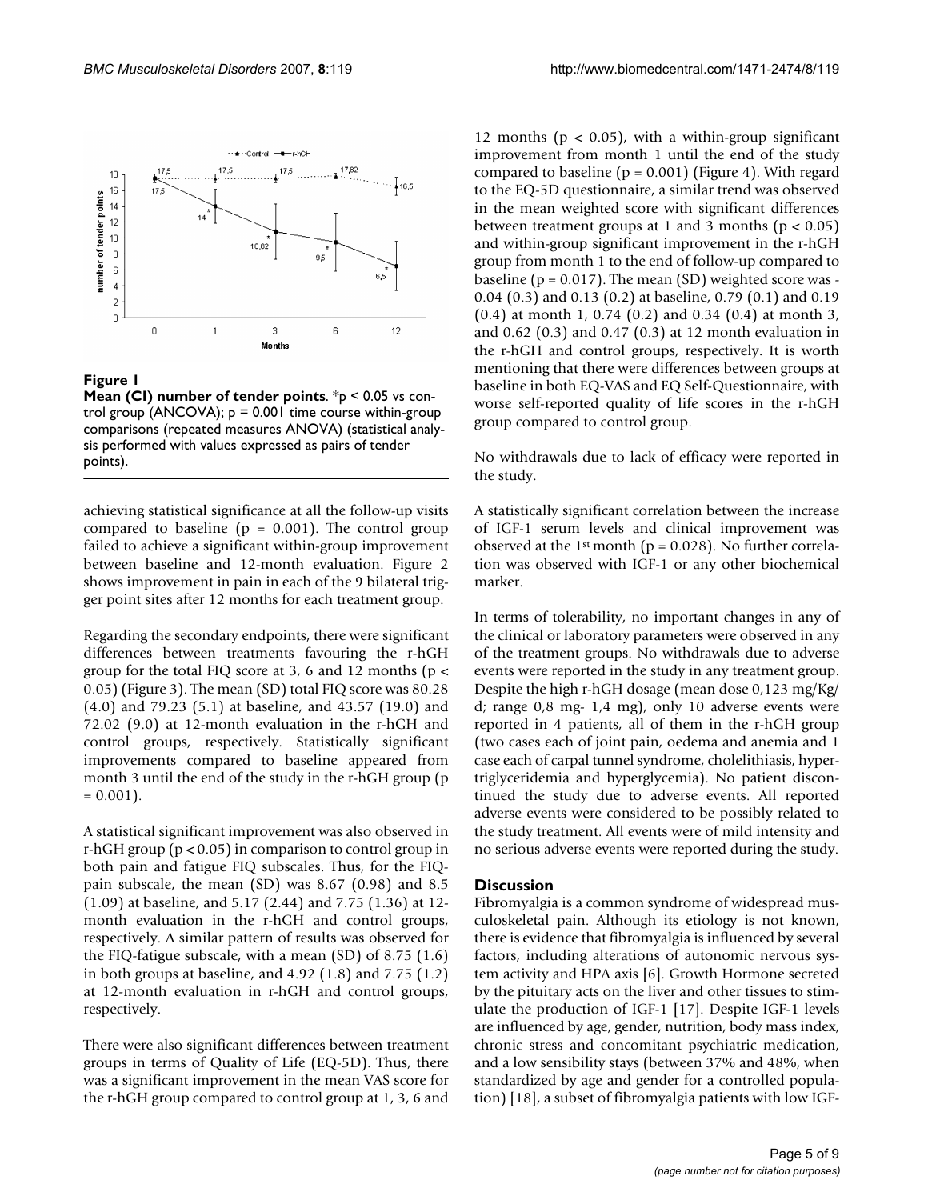**Figure 1**

**Mean (CI) number of tender points**. *p < 0.05 vs control group (ANCOVA); p = 0.001 time course within-group comparisons (repeated measures ANOVA) (statistical analysis performed with values expressed as pairs of tender points).

achieving statistical significance at all the follow-up visits compared to baseline ($p = 0.001$). The control group failed to achieve a significant within-group improvement between baseline and 12-month evaluation. Figure 2 shows improvement in pain in each of the 9 bilateral trigger point sites after 12 months for each treatment group.

Regarding the secondary endpoints, there were significant differences between treatments favouring the r-hGH group for the total FIQ score at 3, 6 and 12 months ($p < 0.05$) (Figure 3). The mean (SD) total FIQ score was 80.28 (4.0) and 79.23 (5.1) at baseline, and 43.57 (19.0) and 72.02 (9.0) at 12-month evaluation in the r-hGH and control groups, respectively. Statistically significant improvements compared to baseline appeared from month 3 until the end of the study in the r-hGH group ($p = 0.001$).

A statistical significant improvement was also observed in r-hGH group ($p < 0.05$) in comparison to control group in both pain and fatigue FIQ subscales. Thus, for the FIQ-pain subscale, the mean (SD) was 8.67 (0.98) and 8.5 (1.09) at baseline, and 5.17 (2.44) and 7.75 (1.36) at 12-month evaluation in the r-hGH and control groups, respectively. A similar pattern of results was observed for the FIQ-fatigue subscale, with a mean (SD) of 8.75 (1.6) in both groups at baseline, and 4.92 (1.8) and 7.75 (1.2) at 12-month evaluation in r-hGH and control groups, respectively.

There were also significant differences between treatment groups in terms of Quality of Life (EQ-5D). Thus, there was a significant improvement in the mean VAS score for the r-hGH group compared to control group at 1, 3, 6 and 12 months ($p < 0.05$), with a within-group significant improvement from month 1 until the end of the study compared to baseline ($p = 0.001$) (Figure 4). With regard to the EQ-5D questionnaire, a similar trend was observed in the mean weighted score with significant differences between treatment groups at 1 and 3 months ($p < 0.05$) and within-group significant improvement in the r-hGH group from month 1 to the end of follow-up compared to baseline ($p = 0.017$). The mean (SD) weighted score was -0.04 (0.3) and 0.13 (0.2) at baseline, 0.79 (0.1) and 0.19 (0.4) at month 1, 0.74 (0.2) and 0.34 (0.4) at month 3, and 0.62 (0.3) and 0.47 (0.3) at 12 month evaluation in the r-hGH and control groups, respectively. It is worth mentioning that there were differences between groups at baseline in both EQ-VAS and EQ Self-Questionnaire, with worse self-reported quality of life scores in the r-hGH group compared to control group.

No withdrawals due to lack of efficacy were reported in the study.

A statistically significant correlation between the increase of IGF-1 serum levels and clinical improvement was observed at the 1st month ($p = 0.028$). No further correlation was observed with IGF-1 or any other biochemical marker.

In terms of tolerability, no important changes in any of the clinical or laboratory parameters were observed in any of the treatment groups. No withdrawals due to adverse events were reported in the study in any treatment group. Despite the high r-hGH dosage (mean dose 0,123 mg/Kg/d; range 0,8 mg- 1,4 mg), only 10 adverse events were reported in 4 patients, all of them in the r-hGH group (two cases each of joint pain, oedema and anemia and 1 case each of carpal tunnel syndrome, cholelithiasis, hypertriglyceridemia and hyperglycemia). No patient discontinued the study due to adverse events. All reported adverse events were considered to be possibly related to the study treatment. All events were of mild intensity and no serious adverse events were reported during the study.

## Discussion

Fibromyalgia is a common syndrome of widespread musculoskeletal pain. Although its etiology is not known, there is evidence that fibromyalgia is influenced by several factors, including alterations of autonomic nervous system activity and HPA axis [6]. Growth Hormone secreted by the pituitary acts on the liver and other tissues to stimulate the production of IGF-1 [17]. Despite IGF-1 levels are influenced by age, gender, nutrition, body mass index, chronic stress and concomitant psychiatric medication, and a low sensibility stays (between 37% and 48%, when standardized by age and gender for a controlled population) [18], a subset of fibromyalgia patients with low IGF-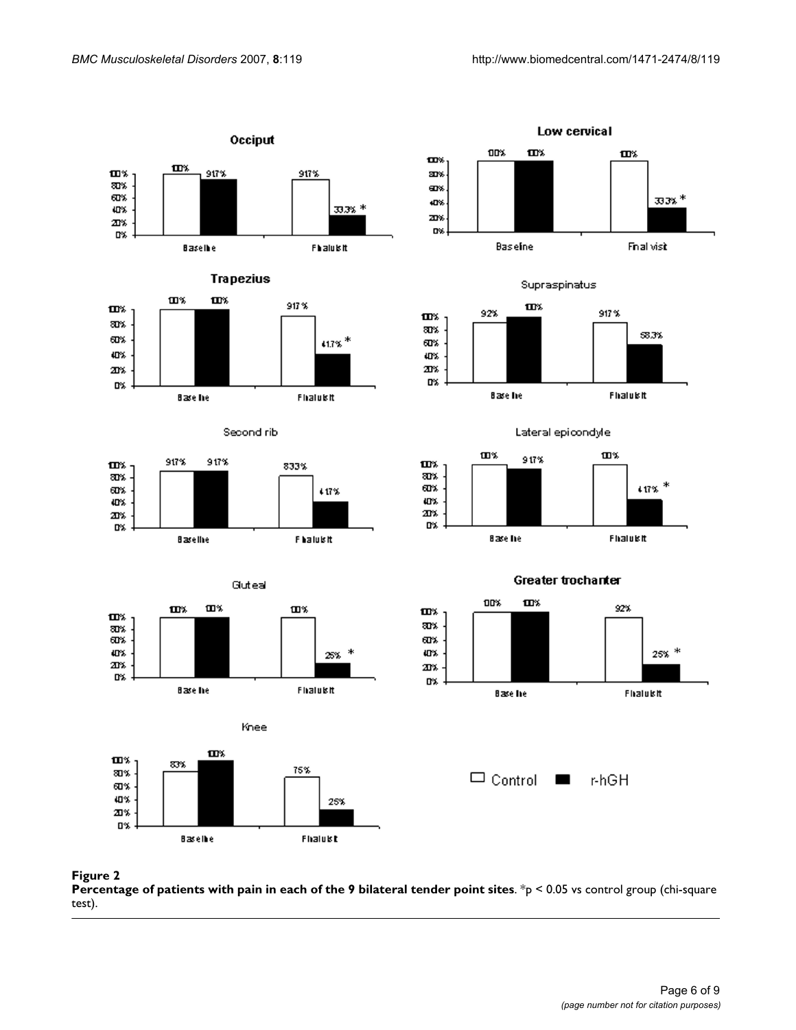**Figure 2**

**Percentage of patients with pain in each of the 9 bilateral tender point sites**. *p < 0.05 vs control group (chi-square test).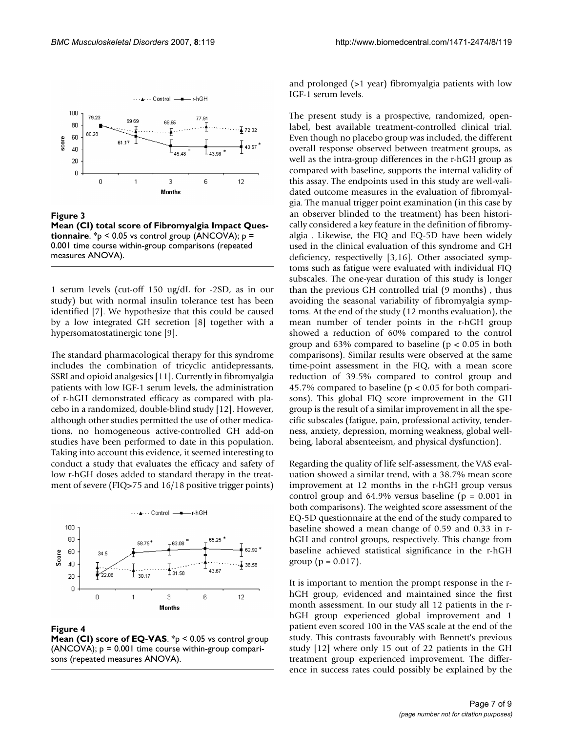**Figure 3**

**Mean (CI) total score of Fibromyalgia Impact Questionnaire.** *p < 0.05 vs control group (ANCOVA); p = 0.001 time course within-group comparisons (repeated measures ANOVA).

1 serum levels (cut-off 150 ug/dL for -2SD, as in our study) but with normal insulin tolerance test has been identified [7]. We hypothesize that this could be caused by a low integrated GH secretion [8] together with a hypersomatostatinergic tone [9].

The standard pharmacological therapy for this syndrome includes the combination of tricyclic antidepressants, SSRI and opioid analgesics [11]. Currently in fibromyalgia patients with low IGF-1 serum levels, the administration of r-hGH demonstrated efficacy as compared with placebo in a randomized, double-blind study [12]. However, although other studies permitted the use of other medications, no homogeneous active-controlled GH add-on studies have been performed to date in this population. Taking into account this evidence, it seemed interesting to conduct a study that evaluates the efficacy and safety of low r-hGH doses added to standard therapy in the treatment of severe (FIQ>75 and 16/18 positive trigger points)

**Figure 4**

**Mean (CI) score of EQ-VAS**. *p < 0.05 vs control group (ANCOVA); p = 0.001 time course within-group comparisons (repeated measures ANOVA).

and prolonged (>1 year) fibromyalgia patients with low IGF-1 serum levels.

The present study is a prospective, randomized, open-label, best available treatment-controlled clinical trial. Even though no placebo group was included, the different overall response observed between treatment groups, as well as the intra-group differences in the r-hGH group as compared with baseline, supports the internal validity of this assay. The endpoints used in this study are well-validated outcome measures in the evaluation of fibromyalgia. The manual trigger point examination (in this case by an observer blinded to the treatment) has been historically considered a key feature in the definition of fibromyalgia . Likewise, the FIQ and EQ-5D have been widely used in the clinical evaluation of this syndrome and GH deficiency, respectively [3,16]. Other associated symptoms such as fatigue were evaluated with individual FIQ subscales. The one-year duration of this study is longer than the previous GH controlled trial (9 months) , thus avoiding the seasonal variability of fibromyalgia symptoms. At the end of the study (12 months evaluation), the mean number of tender points in the r-hGH group showed a reduction of 60% compared to the control group and 63% compared to baseline (p < 0.05 in both comparisons). Similar results were observed at the same time-point assessment in the FIQ, with a mean score reduction of 39.5% compared to control group and 45.7% compared to baseline (p < 0.05 for both comparisons). This global FIQ score improvement in the GH group is the result of a similar improvement in all the specific subscales (fatigue, pain, professional activity, tenderness, anxiety, depression, morning weakness, global well-being, laboral absenteeism, and physical dysfunction).

Regarding the quality of life self-assessment, the VAS evaluation showed a similar trend, with a 38.7% mean score improvement at 12 months in the r-hGH group versus control group and 64.9% versus baseline (p = 0.001 in both comparisons). The weighted score assessment of the EQ-5D questionnaire at the end of the study compared to baseline showed a mean change of 0.59 and 0.33 in r-hGH and control groups, respectively. This change from baseline achieved statistical significance in the r-hGH group (p = 0.017).

It is important to mention the prompt response in the r-hGH group, evidenced and maintained since the first month assessment. In our study all 12 patients in the r-hGH group experienced global improvement and 1 patient even scored 100 in the VAS scale at the end of the study. This contrasts favourably with Bennett's previous study [12] where only 15 out of 22 patients in the GH treatment group experienced improvement. The difference in success rates could possibly be explained by the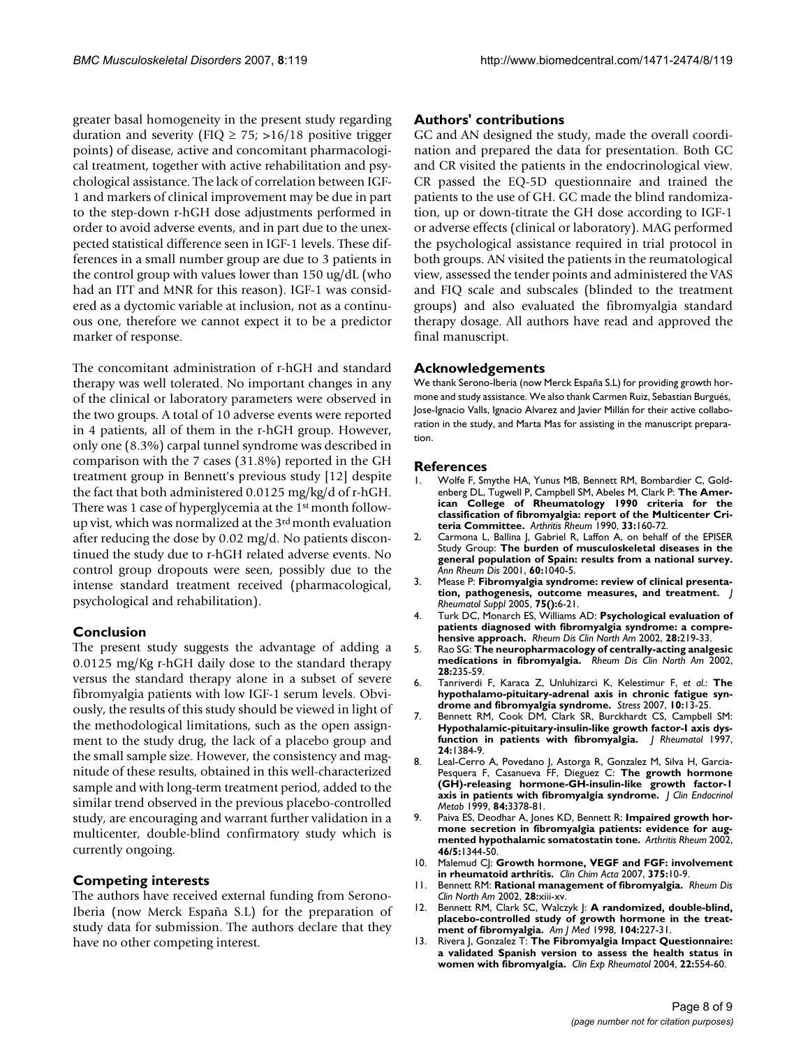greater basal homogeneity in the present study regarding duration and severity (FIQ ≥ 75; >16/18 positive trigger points) of disease, active and concomitant pharmacological treatment, together with active rehabilitation and psychological assistance. The lack of correlation between IGF-1 and markers of clinical improvement may be due in part to the step-down r-hGH dose adjustments performed in order to avoid adverse events, and in part due to the unexpected statistical difference seen in IGF-1 levels. These differences in a small number group are due to 3 patients in the control group with values lower than 150 ug/dL (who had an ITT and MNR for this reason). IGF-1 was considered as a dyctomic variable at inclusion, not as a continuous one, therefore we cannot expect it to be a predictor marker of response.

The concomitant administration of r-hGH and standard therapy was well tolerated. No important changes in any of the clinical or laboratory parameters were observed in the two groups. A total of 10 adverse events were reported in 4 patients, all of them in the r-hGH group. However, only one (8.3%) carpal tunnel syndrome was described in comparison with the 7 cases (31.8%) reported in the GH treatment group in Bennett's previous study [12] despite the fact that both administered 0.0125 mg/kg/d of r-hGH. There was 1 case of hyperglycemia at the 1st month follow-up vist, which was normalized at the 3rd month evaluation after reducing the dose by 0.02 mg/d. No patients discontinued the study due to r-hGH related adverse events. No control group dropouts were seen, possibly due to the intense standard treatment received (pharmacological, psychological and rehabilitation).

## Conclusion

The present study suggests the advantage of adding a 0.0125 mg/Kg r-hGH daily dose to the standard therapy versus the standard therapy alone in a subset of severe fibromyalgia patients with low IGF-1 serum levels. Obviously, the results of this study should be viewed in light of the methodological limitations, such as the open assignment to the study drug, the lack of a placebo group and the small sample size. However, the consistency and magnitude of these results, obtained in this well-characterized sample and with long-term treatment period, added to the similar trend observed in the previous placebo-controlled study, are encouraging and warrant further validation in a multicenter, double-blind confirmatory study which is currently ongoing.

## Competing interests

The authors have received external funding from Serono-Iberia (now Merck España S.L) for the preparation of study data for submission. The authors declare that they have no other competing interest.

## Authors' contributions

GC and AN designed the study, made the overall coordination and prepared the data for presentation. Both GC and CR visited the patients in the endocrinological view. CR passed the EQ-5D questionnaire and trained the patients to the use of GH. GC made the blind randomization, up or down-titrate the GH dose according to IGF-1 or adverse effects (clinical or laboratory). MAG performed the psychological assistance required in trial protocol in both groups. AN visited the patients in the reumatological view, assessed the tender points and administered the VAS and FIQ scale and subscales (blinded to the treatment groups) and also evaluated the fibromyalgia standard therapy dosage. All authors have read and approved the final manuscript.

## Acknowledgements

We thank Serono-Iberia (now Merck España S.L) for providing growth hormone and study assistance. We also thank Carmen Ruiz, Sebastian Burgués, Jose-Ignacio Valls, Ignacio Alvarez and Javier Millán for their active collaboration in the study, and Marta Mas for assisting in the manuscript preparation.

## References

1. Wolfe F, Smythe HA, Yunus MB, Bennett RM, Bombardier C, Goldenberg DL, Tugwell P, Campbell SM, Abeles M, Clark P: **The American College of Rheumatology 1990 criteria for the classification of fibromyalgia: report of the Multicenter Criteria Committee.** *Arthritis Rheum* 1990, **33:**160-72.
2. Carmona L, Ballina J, Gabriel R, Laffon A, on behalf of the EPISER Study Group: **The burden of musculoskeletal diseases in the general population of Spain: results from a national survey.** *Ann Rheum Dis* 2001, **60:**1040-5.
3. Mease P: **Fibromyalgia syndrome: review of clinical presentation, pathogenesis, outcome measures, and treatment.** *J Rheumatol Suppl* 2005, **75():**6-21.
4. Turk DC, Monarch ES, Williams AD: **Psychological evaluation of patients diagnosed with fibromyalgia syndrome: a comprehensive approach.** *Rheum Dis Clin North Am* 2002, **28:**219-33.
5. Rao SG: **The neuropharmacology of centrally-acting analgesic medications in fibromyalgia.** *Rheum Dis Clin North Am* 2002, **28:**235-59.
6. Tanriverdi F, Karaca Z, Unluhizarci K, Kelestimur F, *et al.*: **The hypothalamo-pituitary-adrenal axis in chronic fatigue syndrome and fibromyalgia syndrome.** *Stress* 2007, **10:**13-25.
7. Bennett RM, Cook DM, Clark SR, Burckhardt CS, Campbell SM: **Hypothalamic-pituitary-insulin-like growth factor-I axis dysfunction in patients with fibromyalgia.** *J Rheumatol* 1997, **24:**1384-9.
8. Leal-Cerro A, Povedano J, Astorga R, Gonzalez M, Silva H, Garcia-Pesquera F, Casanueva FF, Dieguez C: **The growth hormone (GH)-releasing hormone-GH-insulin-like growth factor-1 axis in patients with fibromyalgia syndrome.** *J Clin Endocrinol Metab* 1999, **84:**3378-81.
9. Paiva ES, Deodhar A, Jones KD, Bennett R: **Impaired growth hormone secretion in fibromyalgia patients: evidence for augmented hypothalamic somatostatin tone.** *Arthritis Rheum* 2002, **46/5:**1344-50.
10. Malemud CJ: **Growth hormone, VEGF and FGF: involvement in rheumatoid arthritis.** *Clin Chim Acta* 2007, **375:**10-9.
11. Bennett RM: **Rational management of fibromyalgia.** *Rheum Dis Clin North Am* 2002, **28:**xiii-xv.
12. Bennett RM, Clark SC, Walczyk J: **A randomized, double-blind, placebo-controlled study of growth hormone in the treatment of fibromyalgia.** *Am J Med* 1998, **104:**227-31.
13. Rivera J, Gonzalez T: **The Fibromyalgia Impact Questionnaire: a validated Spanish version to assess the health status in women with fibromyalgia.** *Clin Exp Rheumatol* 2004, **22:**554-60.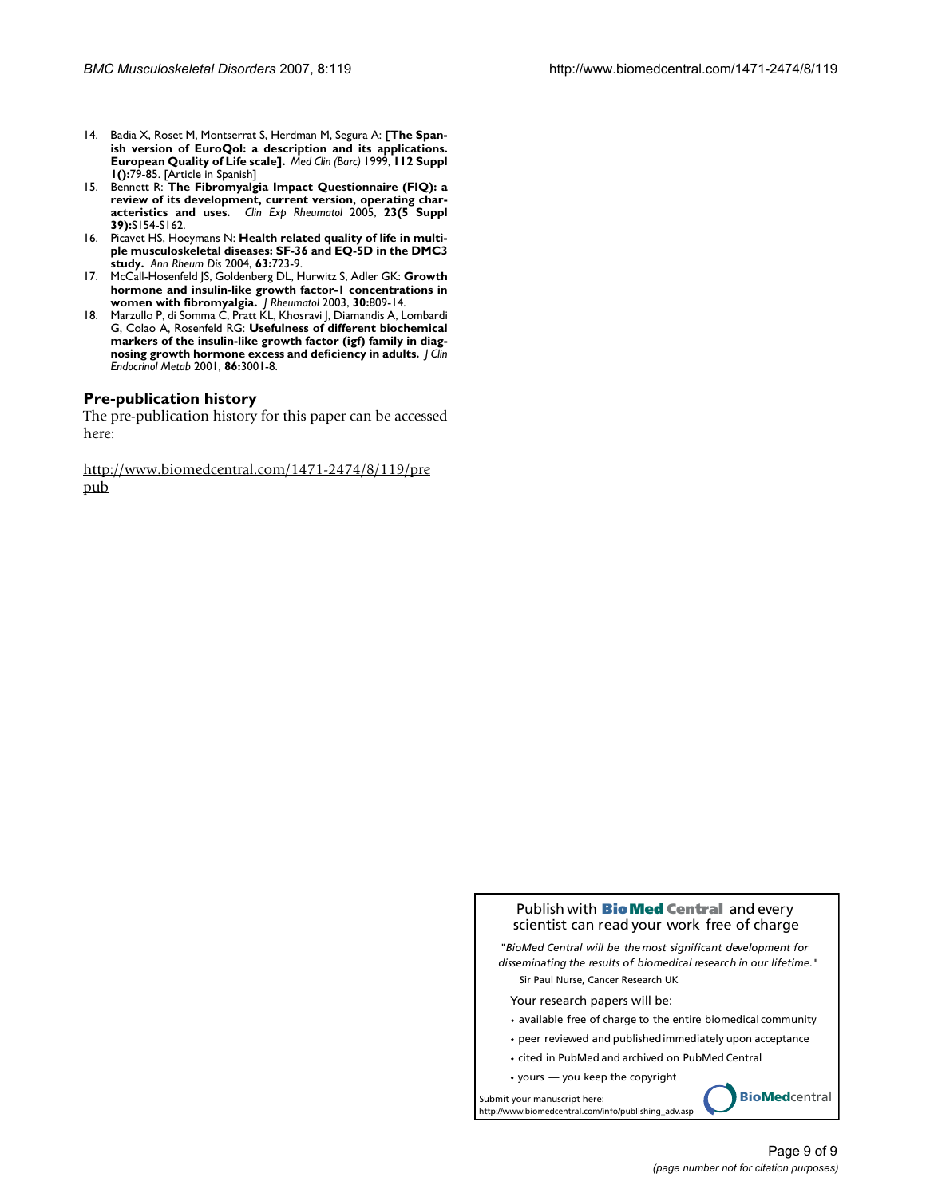14. Badia X, Roset M, Montserrat S, Herdman M, Segura A: **[The Spanish version of EuroQol: a description and its applications. European Quality of Life scale].** *Med Clin (Barc)* 1999, **112 Suppl 1():**79-85. [Article in Spanish]
15. Bennett R: **The Fibromyalgia Impact Questionnaire (FIQ): a review of its development, current version, operating characteristics and uses.** *Clin Exp Rheumatol* 2005, **23(5 Suppl 39):**S154-S162.
16. Picavet HS, Hoeymans N: **Health related quality of life in multiple musculoskeletal diseases: SF-36 and EQ-5D in the DMC3 study.** *Ann Rheum Dis* 2004, **63:**723-9.
17. McCall-Hosenfeld JS, Goldenberg DL, Hurwitz S, Adler GK: **Growth hormone and insulin-like growth factor-1 concentrations in women with fibromyalgia.** *J Rheumatol* 2003, **30:**809-14.
18. Marzullo P, di Somma C, Pratt KL, Khosravi J, Diamandis A, Lombardi G, Colao A, Rosenfeld RG: **Usefulness of different biochemical markers of the insulin-like growth factor (igf) family in diagnosing growth hormone excess and deficiency in adults.** *J Clin Endocrinol Metab* 2001, **86:**3001-8.

## Pre-publication history

The pre-publication history for this paper can be accessed here:

http://www.biomedcentral.com/1471-2474/8/119/prepub

Publish with **BioMed Central** and every scientist can read your work free of charge

*"BioMed Central will be the most significant development for disseminating the results of biomedical research in our lifetime."*

Sir Paul Nurse, Cancer Research UK

Your research papers will be:

- available free of charge to the entire biomedical community
- peer reviewed and published immediately upon acceptance
- cited in PubMed and archived on PubMed Central
- yours — you keep the copyright

Submit your manuscript here:
http://www.biomedcentral.com/info/publishing_adv.asp

**BioMed**central